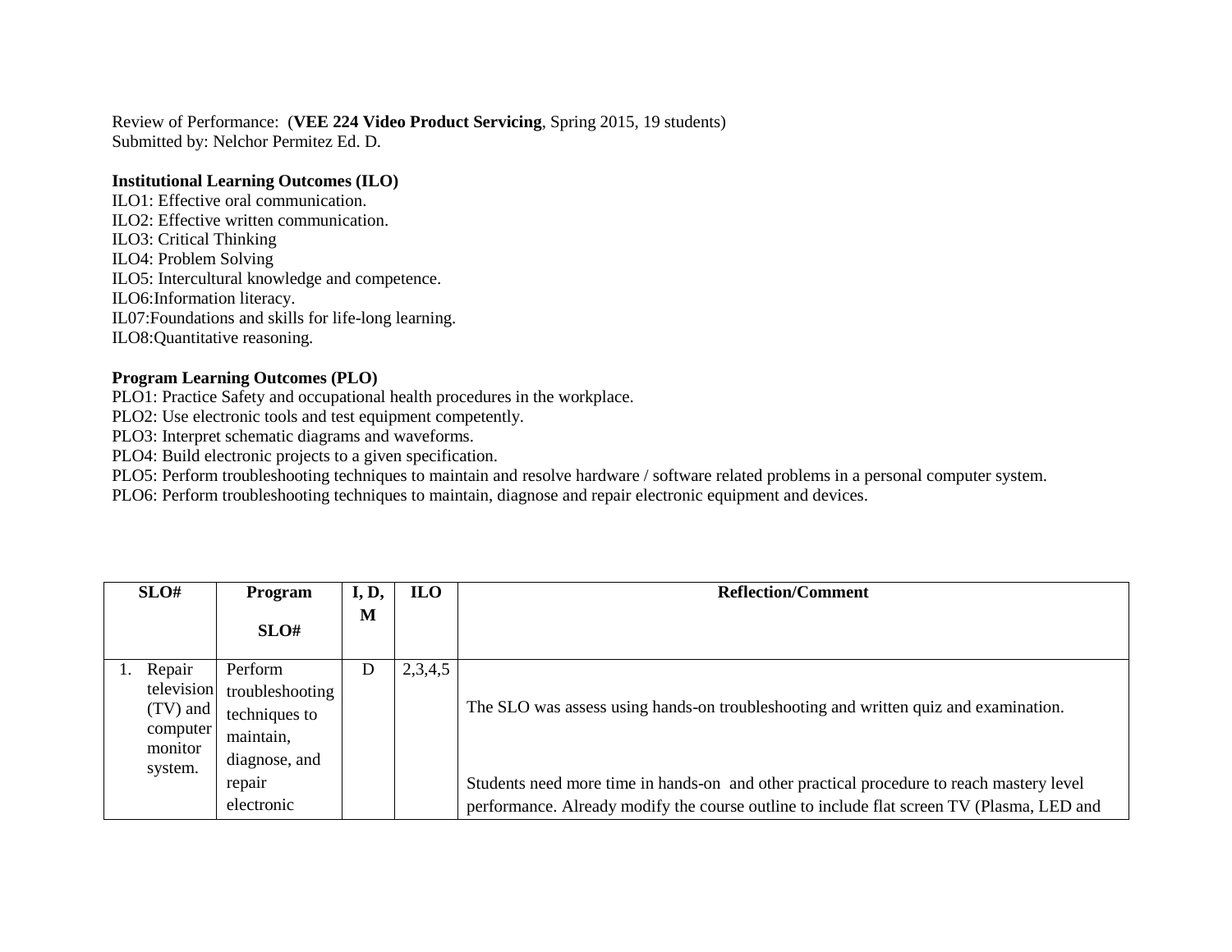Review of Performance: (**VEE 224 Video Product Servicing**, Spring 2015, 19 students)
Submitted by: Nelchor Permitez Ed. D.

**Institutional Learning Outcomes (ILO)**
ILO1: Effective oral communication.
ILO2: Effective written communication.
ILO3: Critical Thinking
ILO4: Problem Solving
ILO5: Intercultural knowledge and competence.
ILO6:Information literacy.
IL07:Foundations and skills for life-long learning.
ILO8:Quantitative reasoning.

**Program Learning Outcomes (PLO)**
PLO1: Practice Safety and occupational health procedures in the workplace.
PLO2: Use electronic tools and test equipment competently.
PLO3: Interpret schematic diagrams and waveforms.
PLO4: Build electronic projects to a given specification.
PLO5: Perform troubleshooting techniques to maintain and resolve hardware / software related problems in a personal computer system.
PLO6: Perform troubleshooting techniques to maintain, diagnose and repair electronic equipment and devices.

| SLO# | Program SLO# | I, D, M | ILO | Reflection/Comment |
|---|---|---|---|---|
| 1. Repair television (TV) and computer monitor system. | Perform troubleshooting techniques to maintain, diagnose, and repair electronic | D | 2,3,4,5 | The SLO was assess using hands-on troubleshooting and written quiz and examination.<br><br>Students need more time in hands-on and other practical procedure to reach mastery level performance. Already modify the course outline to include flat screen TV (Plasma, LED and |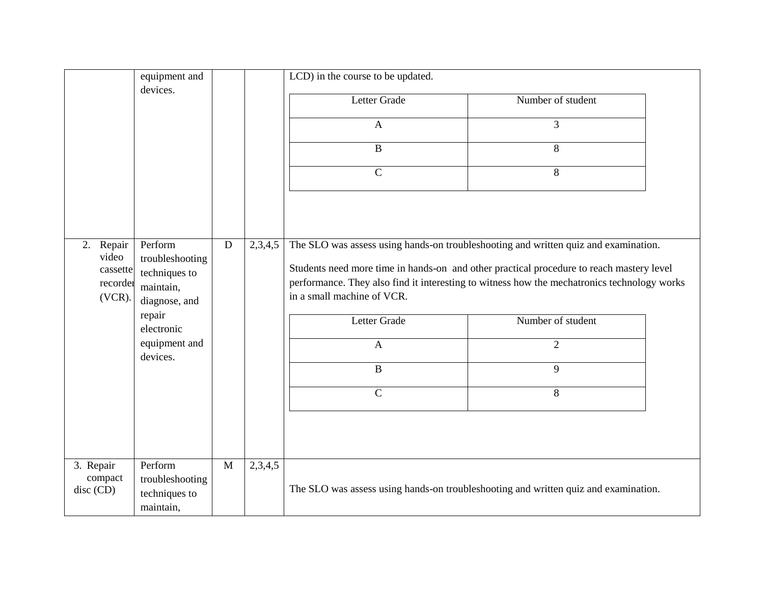| | | | | |
|---|---|---|---|---|
| | equipment and devices. | | | LCD) in the course to be updated.<br><br>Letter Grade: A – 3; B – 8; C – 8 |
| 2. Repair video cassette recorder (VCR). | Perform troubleshooting techniques to maintain, diagnose, and repair electronic equipment and devices. | D | 2,3,4,5 | The SLO was assess using hands-on troubleshooting and written quiz and examination.<br><br>Students need more time in hands-on and other practical procedure to reach mastery level performance. They also find it interesting to witness how the mechatronics technology works in a small machine of VCR.<br><br>Letter Grade: A – 2; B – 9; C – 8 |
| 3. Repair compact disc (CD) | Perform troubleshooting techniques to maintain, | M | 2,3,4,5 | The SLO was assess using hands-on troubleshooting and written quiz and examination. |

| Letter Grade | Number of student |
|---|---|
| A | 3 |
| B | 8 |
| C | 8 |

| Letter Grade | Number of student |
|---|---|
| A | 2 |
| B | 9 |
| C | 8 |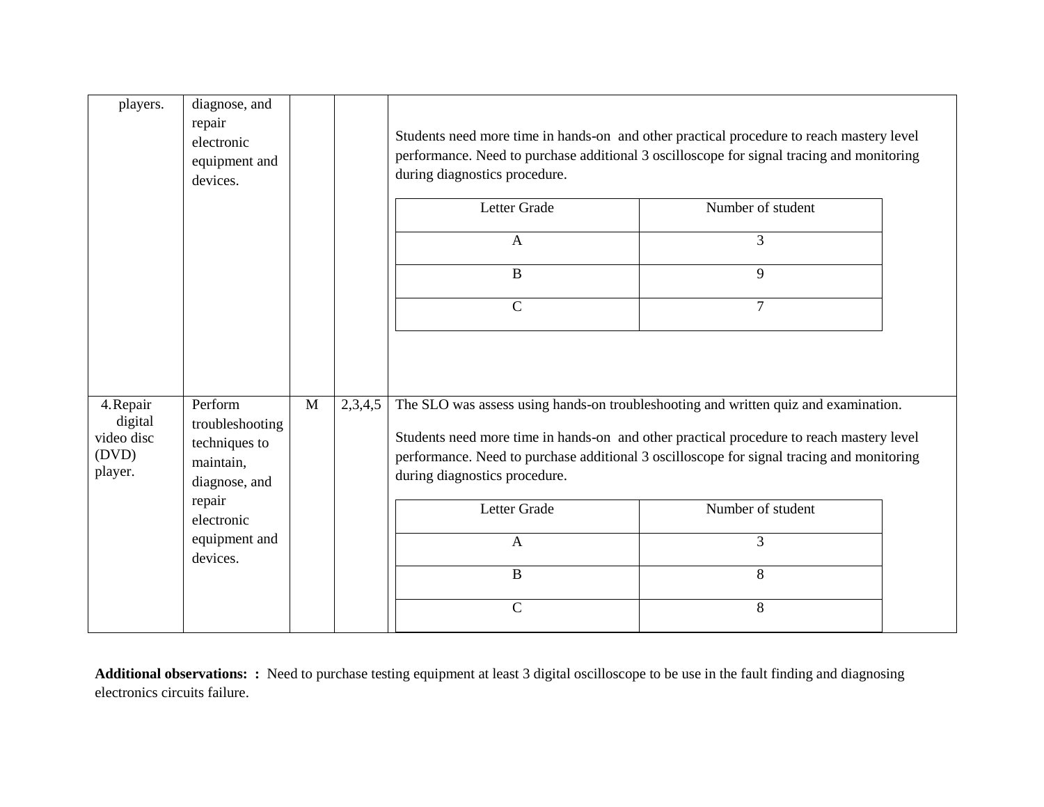| | | | | |
|---|---|---|---|---|
| players. | diagnose, and repair electronic equipment and devices. | | | Students need more time in hands-on and other practical procedure to reach mastery level performance. Need to purchase additional 3 oscilloscope for signal tracing and monitoring during diagnostics procedure.<br><br>Letter Grade: A – Number of student: 3<br>Letter Grade: B – Number of student: 9<br>Letter Grade: C – Number of student: 7 |
| 4. Repair digital video disc (DVD) player. | Perform troubleshooting techniques to maintain, diagnose, and repair electronic equipment and devices. | M | 2,3,4,5 | The SLO was assess using hands-on troubleshooting and written quiz and examination.<br><br>Students need more time in hands-on and other practical procedure to reach mastery level performance. Need to purchase additional 3 oscilloscope for signal tracing and monitoring during diagnostics procedure.<br><br>Letter Grade: A – Number of student: 3<br>Letter Grade: B – Number of student: 8<br>Letter Grade: C – Number of student: 8 |

**Additional observations: :** Need to purchase testing equipment at least 3 digital oscilloscope to be use in the fault finding and diagnosing electronics circuits failure.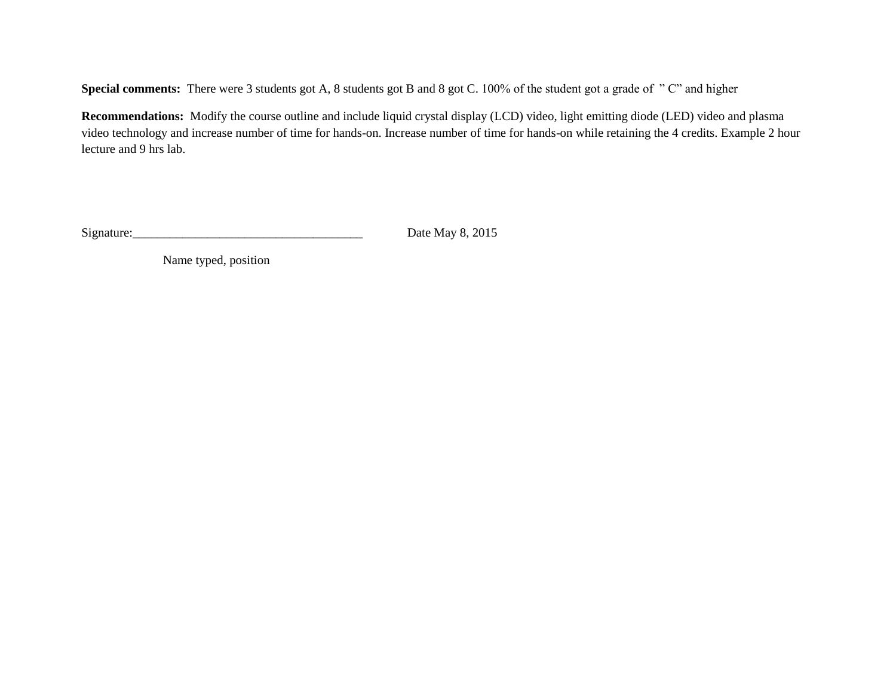**Special comments:** There were 3 students got A, 8 students got B and 8 got C. 100% of the student got a grade of ” C” and higher

**Recommendations:** Modify the course outline and include liquid crystal display (LCD) video, light emitting diode (LED) video and plasma video technology and increase number of time for hands-on. Increase number of time for hands-on while retaining the 4 credits. Example 2 hour lecture and 9 hrs lab.

Signature:_____________________________________ Date May 8, 2015

Name typed, position